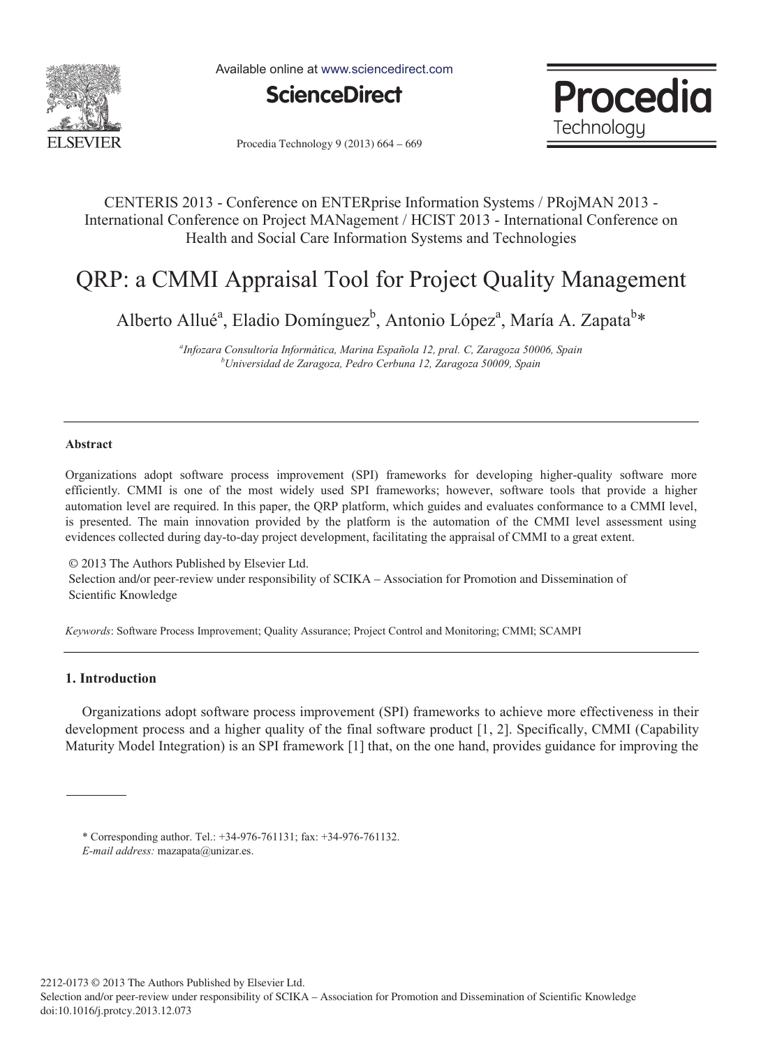CENTERIS 2013 - Conference on ENTERprise Information Systems / PRojMAN 2013 - International Conference on Project MANagement / HCIST 2013 - International Conference on Health and Social Care Information Systems and Technologies

# QRP: a CMMI Appraisal Tool for Project Quality Management

Alberto Allué[a], Eladio Domínguez[b], Antonio López[a], María A. Zapata[b]*

[a] *Infozara Consultoría Informática, Marina Española 12, pral. C, Zaragoza 50006, Spain*
[b] *Universidad de Zaragoza, Pedro Cerbuna 12, Zaragoza 50009, Spain*

---

### Abstract

Organizations adopt software process improvement (SPI) frameworks for developing higher-quality software more efficiently. CMMI is one of the most widely used SPI frameworks; however, software tools that provide a higher automation level are required. In this paper, the QRP platform, which guides and evaluates conformance to a CMMI level, is presented. The main innovation provided by the platform is the automation of the CMMI level assessment using evidences collected during day-to-day project development, facilitating the appraisal of CMMI to a great extent.

© 2013 The Authors Published by Elsevier Ltd.
Selection and/or peer-review under responsibility of SCIKA – Association for Promotion and Dissemination of Scientific Knowledge

*Keywords*: Software Process Improvement; Quality Assurance; Project Control and Monitoring; CMMI; SCAMPI

---

## 1. Introduction

Organizations adopt software process improvement (SPI) frameworks to achieve more effectiveness in their development process and a higher quality of the final software product [1, 2]. Specifically, CMMI (Capability Maturity Model Integration) is an SPI framework [1] that, on the one hand, provides guidance for improving the

---

\* Corresponding author. Tel.: +34-976-761131; fax: +34-976-761132.
*E-mail address:* mazapata@unizar.es.

2212-0173 © 2013 The Authors Published by Elsevier Ltd.
Selection and/or peer-review under responsibility of SCIKA – Association for Promotion and Dissemination of Scientific Knowledge
doi:10.1016/j.protcy.2013.12.073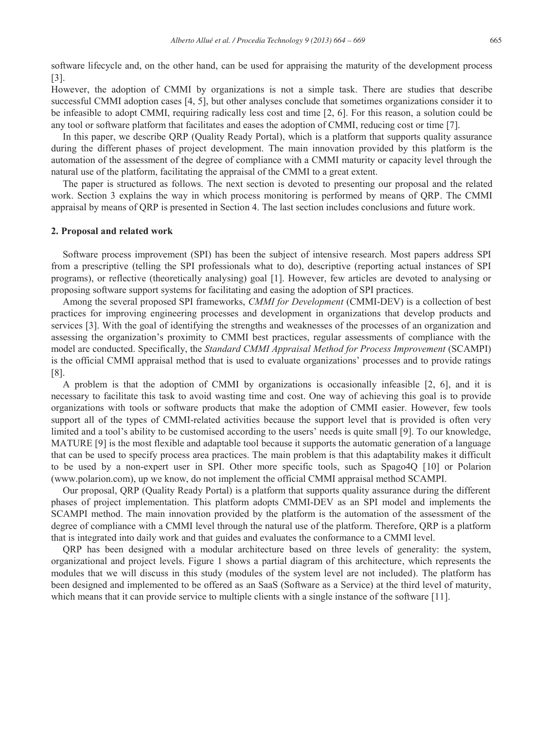software lifecycle and, on the other hand, can be used for appraising the maturity of the development process [3].

However, the adoption of CMMI by organizations is not a simple task. There are studies that describe successful CMMI adoption cases [4, 5], but other analyses conclude that sometimes organizations consider it to be infeasible to adopt CMMI, requiring radically less cost and time [2, 6]. For this reason, a solution could be any tool or software platform that facilitates and eases the adoption of CMMI, reducing cost or time [7].

In this paper, we describe QRP (Quality Ready Portal), which is a platform that supports quality assurance during the different phases of project development. The main innovation provided by this platform is the automation of the assessment of the degree of compliance with a CMMI maturity or capacity level through the natural use of the platform, facilitating the appraisal of the CMMI to a great extent.

The paper is structured as follows. The next section is devoted to presenting our proposal and the related work. Section 3 explains the way in which process monitoring is performed by means of QRP. The CMMI appraisal by means of QRP is presented in Section 4. The last section includes conclusions and future work.

## 2. Proposal and related work

Software process improvement (SPI) has been the subject of intensive research. Most papers address SPI from a prescriptive (telling the SPI professionals what to do), descriptive (reporting actual instances of SPI programs), or reflective (theoretically analysing) goal [1]. However, few articles are devoted to analysing or proposing software support systems for facilitating and easing the adoption of SPI practices.

Among the several proposed SPI frameworks, *CMMI for Development* (CMMI-DEV) is a collection of best practices for improving engineering processes and development in organizations that develop products and services [3]. With the goal of identifying the strengths and weaknesses of the processes of an organization and assessing the organization's proximity to CMMI best practices, regular assessments of compliance with the model are conducted. Specifically, the *Standard CMMI Appraisal Method for Process Improvement* (SCAMPI) is the official CMMI appraisal method that is used to evaluate organizations' processes and to provide ratings [8].

A problem is that the adoption of CMMI by organizations is occasionally infeasible [2, 6], and it is necessary to facilitate this task to avoid wasting time and cost. One way of achieving this goal is to provide organizations with tools or software products that make the adoption of CMMI easier. However, few tools support all of the types of CMMI-related activities because the support level that is provided is often very limited and a tool's ability to be customised according to the users' needs is quite small [9]. To our knowledge, MATURE [9] is the most flexible and adaptable tool because it supports the automatic generation of a language that can be used to specify process area practices. The main problem is that this adaptability makes it difficult to be used by a non-expert user in SPI. Other more specific tools, such as Spago4Q [10] or Polarion (www.polarion.com), up we know, do not implement the official CMMI appraisal method SCAMPI.

Our proposal, QRP (Quality Ready Portal) is a platform that supports quality assurance during the different phases of project implementation. This platform adopts CMMI-DEV as an SPI model and implements the SCAMPI method. The main innovation provided by the platform is the automation of the assessment of the degree of compliance with a CMMI level through the natural use of the platform. Therefore, QRP is a platform that is integrated into daily work and that guides and evaluates the conformance to a CMMI level.

QRP has been designed with a modular architecture based on three levels of generality: the system, organizational and project levels. Figure 1 shows a partial diagram of this architecture, which represents the modules that we will discuss in this study (modules of the system level are not included). The platform has been designed and implemented to be offered as an SaaS (Software as a Service) at the third level of maturity, which means that it can provide service to multiple clients with a single instance of the software [11].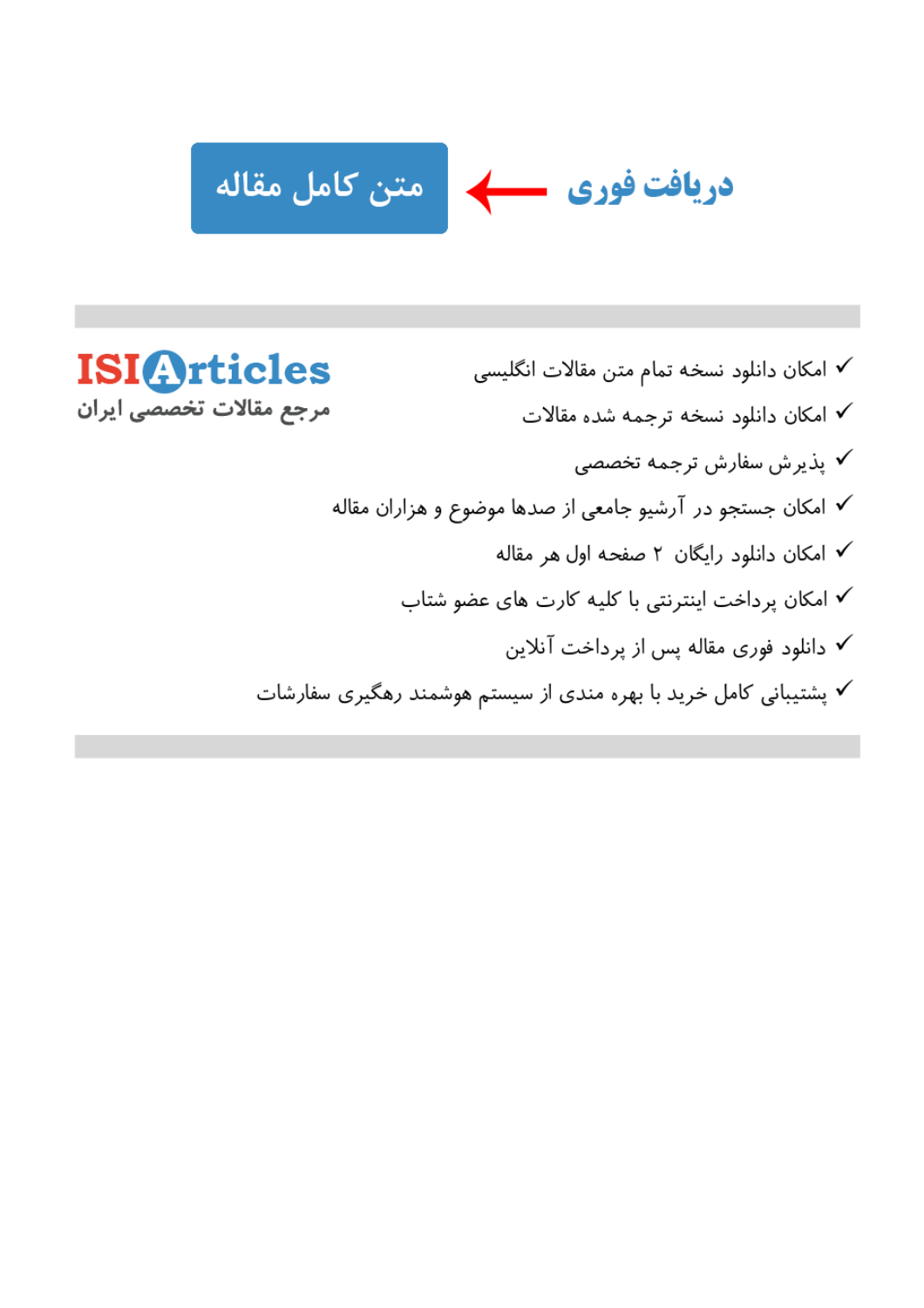دریافت فوری ← متن کامل مقاله

ISIArticles
مرجع مقالات تخصصی ایران

- ✓ امکان دانلود نسخه تمام متن مقالات انگلیسی
- ✓ امکان دانلود نسخه ترجمه شده مقالات
- ✓ پذیرش سفارش ترجمه تخصصی
- ✓ امکان جستجو در آرشیو جامعی از صدها موضوع و هزاران مقاله
- ✓ امکان دانلود رایگان ۲ صفحه اول هر مقاله
- ✓ امکان پرداخت اینترنتی با کلیه کارت های عضو شتاب
- ✓ دانلود فوری مقاله پس از پرداخت آنلاین
- ✓ پشتیبانی کامل خرید با بهره مندی از سیستم هوشمند رهگیری سفارشات